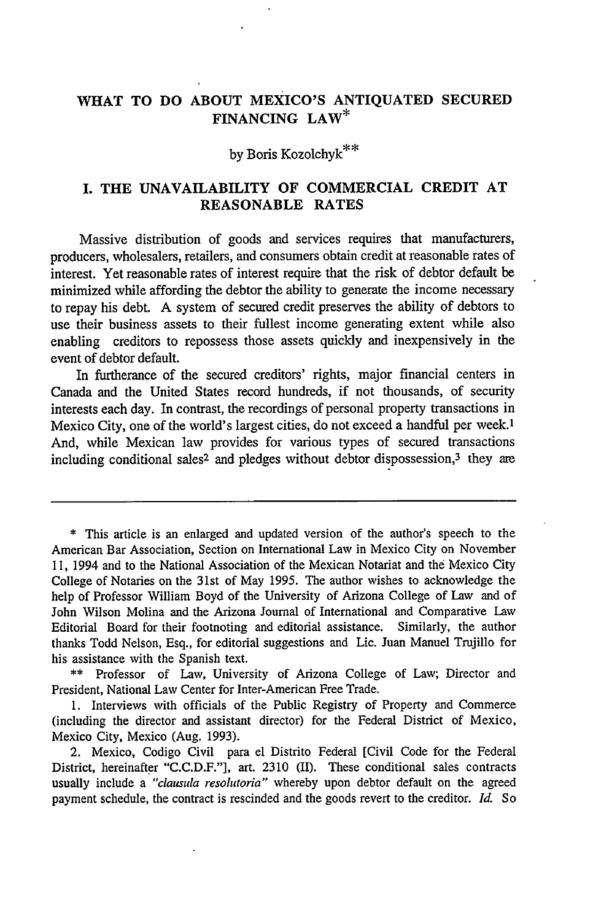# WHAT TO DO ABOUT MEXICO'S ANTIQUATED SECURED FINANCING LAW*

by Boris Kozolchyk**

## I. THE UNAVAILABILITY OF COMMERCIAL CREDIT AT REASONABLE RATES

Massive distribution of goods and services requires that manufacturers, producers, wholesalers, retailers, and consumers obtain credit at reasonable rates of interest. Yet reasonable rates of interest require that the risk of debtor default be minimized while affording the debtor the ability to generate the income necessary to repay his debt. A system of secured credit preserves the ability of debtors to use their business assets to their fullest income generating extent while also enabling creditors to repossess those assets quickly and inexpensively in the event of debtor default.

In furtherance of the secured creditors' rights, major financial centers in Canada and the United States record hundreds, if not thousands, of security interests each day. In contrast, the recordings of personal property transactions in Mexico City, one of the world's largest cities, do not exceed a handful per week.[1] And, while Mexican law provides for various types of secured transactions including conditional sales[2] and pledges without debtor dispossession,[3] they are

---

\* This article is an enlarged and updated version of the author's speech to the American Bar Association, Section on International Law in Mexico City on November 11, 1994 and to the National Association of the Mexican Notariat and the Mexico City College of Notaries on the 31st of May 1995. The author wishes to acknowledge the help of Professor William Boyd of the University of Arizona College of Law and of John Wilson Molina and the Arizona Journal of International and Comparative Law Editorial Board for their footnoting and editorial assistance. Similarly, the author thanks Todd Nelson, Esq., for editorial suggestions and Lic. Juan Manuel Trujillo for his assistance with the Spanish text.

\*\* Professor of Law, University of Arizona College of Law; Director and President, National Law Center for Inter-American Free Trade.

1. Interviews with officials of the Public Registry of Property and Commerce (including the director and assistant director) for the Federal District of Mexico, Mexico City, Mexico (Aug. 1993).

2. Mexico, Codigo Civil para el Distrito Federal [Civil Code for the Federal District, hereinafter "C.C.D.F."], art. 2310 (II). These conditional sales contracts usually include a *"clausula resolutoria"* whereby upon debtor default on the agreed payment schedule, the contract is rescinded and the goods revert to the creditor. *Id.* So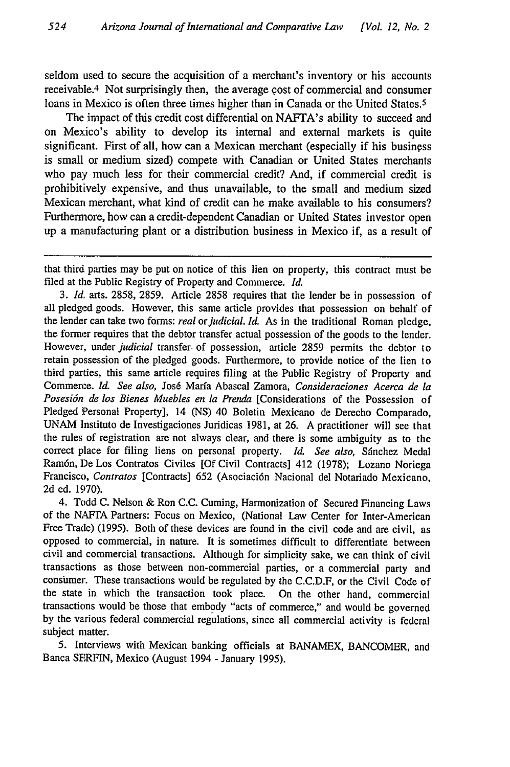seldom used to secure the acquisition of a merchant's inventory or his accounts receivable.[4] Not surprisingly then, the average cost of commercial and consumer loans in Mexico is often three times higher than in Canada or the United States.[5]

The impact of this credit cost differential on NAFTA's ability to succeed and on Mexico's ability to develop its internal and external markets is quite significant. First of all, how can a Mexican merchant (especially if his business is small or medium sized) compete with Canadian or United States merchants who pay much less for their commercial credit? And, if commercial credit is prohibitively expensive, and thus unavailable, to the small and medium sized Mexican merchant, what kind of credit can he make available to his consumers? Furthermore, how can a credit-dependent Canadian or United States investor open up a manufacturing plant or a distribution business in Mexico if, as a result of

---

that third parties may be put on notice of this lien on property, this contract must be filed at the Public Registry of Property and Commerce. *Id.*

3. *Id.* arts. 2858, 2859. Article 2858 requires that the lender be in possession of all pledged goods. However, this same article provides that possession on behalf of the lender can take two forms: *real* or *judicial*. *Id.* As in the traditional Roman pledge, the former requires that the debtor transfer actual possession of the goods to the lender. However, under *judicial* transfer of possession, article 2859 permits the debtor to retain possession of the pledged goods. Furthermore, to provide notice of the lien to third parties, this same article requires filing at the Public Registry of Property and Commerce. *Id. See also,* José María Abascal Zamora, *Consideraciones Acerca de la Posesión de los Bienes Muebles en la Prenda* [Considerations of the Possession of Pledged Personal Property], 14 (NS) 40 Boletin Mexicano de Derecho Comparado, UNAM Instituto de Investigaciones Juridicas 1981, at 26. A practitioner will see that the rules of registration are not always clear, and there is some ambiguity as to the correct place for filing liens on personal property. *Id. See also,* Sánchez Medal Ramón, De Los Contratos Civiles [Of Civil Contracts] 412 (1978); Lozano Noriega Francisco, *Contratos* [Contracts] 652 (Asociación Nacional del Notariado Mexicano, 2d ed. 1970).

4. Todd C. Nelson & Ron C.C. Cuming, Harmonization of Secured Financing Laws of the NAFTA Partners: Focus on Mexico, (National Law Center for Inter-American Free Trade) (1995). Both of these devices are found in the civil code and are civil, as opposed to commercial, in nature. It is sometimes difficult to differentiate between civil and commercial transactions. Although for simplicity sake, we can think of civil transactions as those between non-commercial parties, or a commercial party and consumer. These transactions would be regulated by the C.C.D.F, or the Civil Code of the state in which the transaction took place. On the other hand, commercial transactions would be those that embody "acts of commerce," and would be governed by the various federal commercial regulations, since all commercial activity is federal subject matter.

5. Interviews with Mexican banking officials at BANAMEX, BANCOMER, and Banca SERFIN, Mexico (August 1994 - January 1995).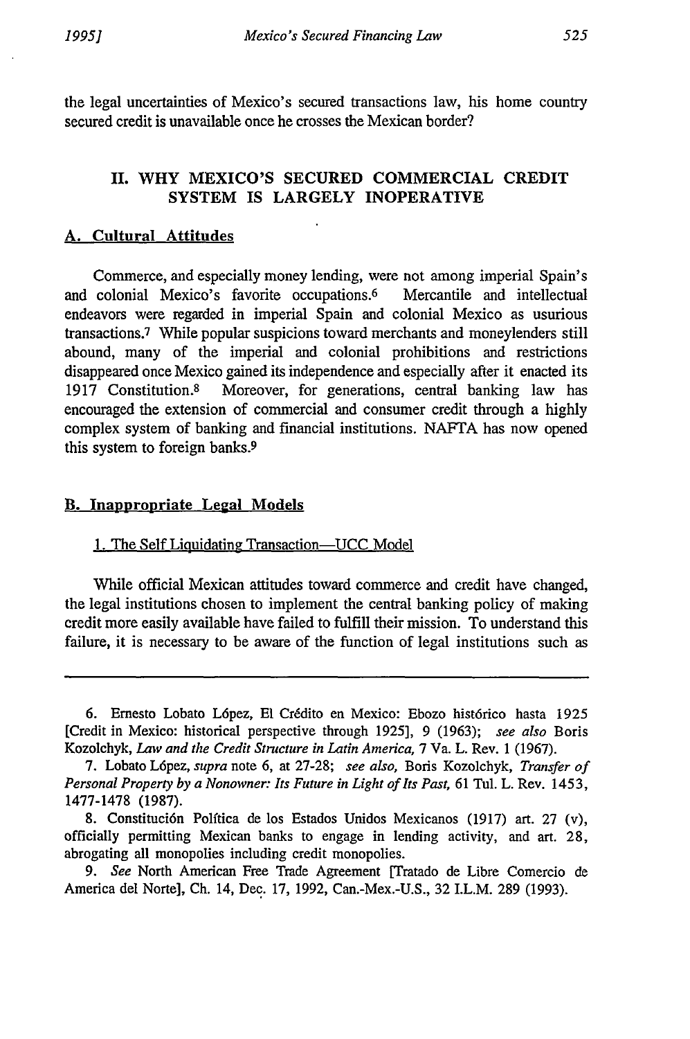the legal uncertainties of Mexico's secured transactions law, his home country secured credit is unavailable once he crosses the Mexican border?

## II. WHY MEXICO'S SECURED COMMERCIAL CREDIT SYSTEM IS LARGELY INOPERATIVE

### A. Cultural Attitudes

Commerce, and especially money lending, were not among imperial Spain's and colonial Mexico's favorite occupations.[6] Mercantile and intellectual endeavors were regarded in imperial Spain and colonial Mexico as usurious transactions.[7] While popular suspicions toward merchants and moneylenders still abound, many of the imperial and colonial prohibitions and restrictions disappeared once Mexico gained its independence and especially after it enacted its 1917 Constitution.[8] Moreover, for generations, central banking law has encouraged the extension of commercial and consumer credit through a highly complex system of banking and financial institutions. NAFTA has now opened this system to foreign banks.[9]

### B. Inappropriate Legal Models

#### 1. The Self Liquidating Transaction—UCC Model

While official Mexican attitudes toward commerce and credit have changed, the legal institutions chosen to implement the central banking policy of making credit more easily available have failed to fulfill their mission. To understand this failure, it is necessary to be aware of the function of legal institutions such as

---

6. Ernesto Lobato López, El Crédito en Mexico: Ebozo histórico hasta 1925 [Credit in Mexico: historical perspective through 1925], 9 (1963); *see also* Boris Kozolchyk, *Law and the Credit Structure in Latin America,* 7 Va. L. Rev. 1 (1967).

7. Lobato López, *supra* note 6, at 27-28; *see also,* Boris Kozolchyk, *Transfer of Personal Property by a Nonowner: Its Future in Light of Its Past,* 61 Tul. L. Rev. 1453, 1477-1478 (1987).

8. Constitución Política de los Estados Unidos Mexicanos (1917) art. 27 (v), officially permitting Mexican banks to engage in lending activity, and art. 28, abrogating all monopolies including credit monopolies.

9. *See* North American Free Trade Agreement [Tratado de Libre Comercio de America del Norte], Ch. 14, Dec. 17, 1992, Can.-Mex.-U.S., 32 I.L.M. 289 (1993).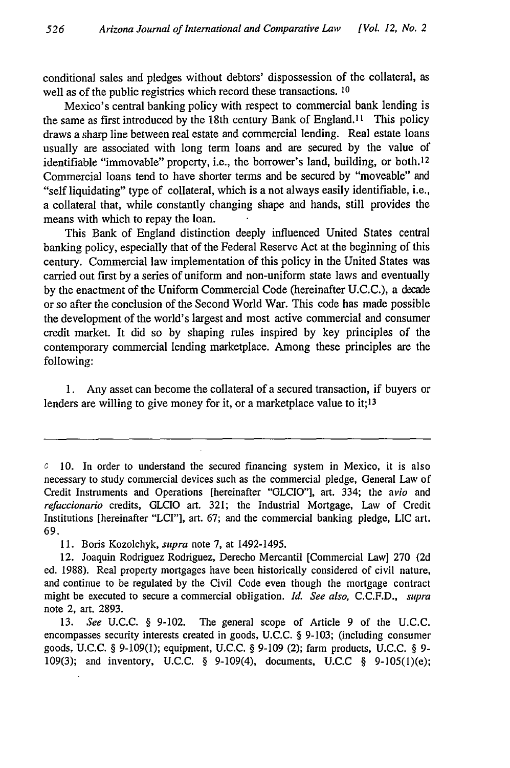conditional sales and pledges without debtors' dispossession of the collateral, as well as of the public registries which record these transactions. [10]

Mexico's central banking policy with respect to commercial bank lending is the same as first introduced by the 18th century Bank of England.[11] This policy draws a sharp line between real estate and commercial lending. Real estate loans usually are associated with long term loans and are secured by the value of identifiable "immovable" property, i.e., the borrower's land, building, or both.[12] Commercial loans tend to have shorter terms and be secured by "moveable" and "self liquidating" type of collateral, which is a not always easily identifiable, i.e., a collateral that, while constantly changing shape and hands, still provides the means with which to repay the loan.

This Bank of England distinction deeply influenced United States central banking policy, especially that of the Federal Reserve Act at the beginning of this century. Commercial law implementation of this policy in the United States was carried out first by a series of uniform and non-uniform state laws and eventually by the enactment of the Uniform Commercial Code (hereinafter U.C.C.), a decade or so after the conclusion of the Second World War. This code has made possible the development of the world's largest and most active commercial and consumer credit market. It did so by shaping rules inspired by key principles of the contemporary commercial lending marketplace. Among these principles are the following:

1. Any asset can become the collateral of a secured transaction, if buyers or lenders are willing to give money for it, or a marketplace value to it;[13]

---

10. In order to understand the secured financing system in Mexico, it is also necessary to study commercial devices such as the commercial pledge, General Law of Credit Instruments and Operations [hereinafter "GLCIO"], art. 334; the *avio* and *refaccionario* credits, GLCIO art. 321; the Industrial Mortgage, Law of Credit Institutions [hereinafter "LCI"], art. 67; and the commercial banking pledge, LIC art. 69.

11. Boris Kozolchyk, *supra* note 7, at 1492-1495.

12. Joaquin Rodriguez Rodriguez, Derecho Mercantil [Commercial Law] 270 (2d ed. 1988). Real property mortgages have been historically considered of civil nature, and continue to be regulated by the Civil Code even though the mortgage contract might be executed to secure a commercial obligation. *Id. See also*, C.C.F.D., *supra* note 2, art. 2893.

13. *See* U.C.C. § 9-102. The general scope of Article 9 of the U.C.C. encompasses security interests created in goods, U.C.C. § 9-103; (including consumer goods, U.C.C. § 9-109(1); equipment, U.C.C. § 9-109 (2); farm products, U.C.C. § 9-109(3); and inventory, U.C.C. § 9-109(4), documents, U.C.C § 9-105(1)(e);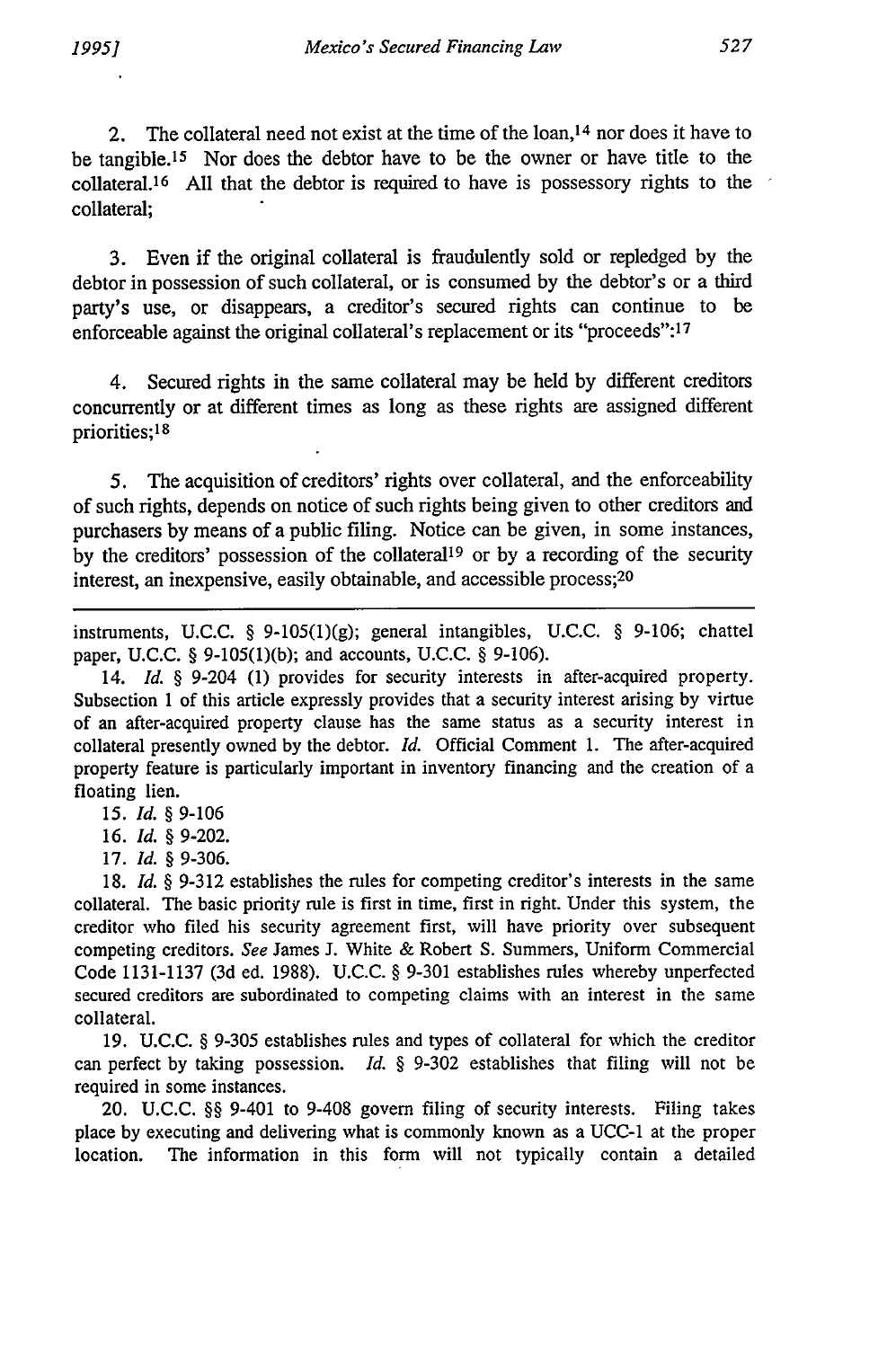2. The collateral need not exist at the time of the loan,[14] nor does it have to be tangible.[15] Nor does the debtor have to be the owner or have title to the collateral.[16] All that the debtor is required to have is possessory rights to the collateral;

3. Even if the original collateral is fraudulently sold or repledged by the debtor in possession of such collateral, or is consumed by the debtor's or a third party's use, or disappears, a creditor's secured rights can continue to be enforceable against the original collateral's replacement or its "proceeds":[17]

4. Secured rights in the same collateral may be held by different creditors concurrently or at different times as long as these rights are assigned different priorities;[18]

5. The acquisition of creditors' rights over collateral, and the enforceability of such rights, depends on notice of such rights being given to other creditors and purchasers by means of a public filing. Notice can be given, in some instances, by the creditors' possession of the collateral[19] or by a recording of the security interest, an inexpensive, easily obtainable, and accessible process;[20]

---

instruments, U.C.C. § 9-105(1)(g); general intangibles, U.C.C. § 9-106; chattel paper, U.C.C. § 9-105(1)(b); and accounts, U.C.C. § 9-106).

14. *Id.* § 9-204 (1) provides for security interests in after-acquired property. Subsection 1 of this article expressly provides that a security interest arising by virtue of an after-acquired property clause has the same status as a security interest in collateral presently owned by the debtor. *Id.* Official Comment 1. The after-acquired property feature is particularly important in inventory financing and the creation of a floating lien.

15. *Id.* § 9-106

16. *Id.* § 9-202.

17. *Id.* § 9-306.

18. *Id.* § 9-312 establishes the rules for competing creditor's interests in the same collateral. The basic priority rule is first in time, first in right. Under this system, the creditor who filed his security agreement first, will have priority over subsequent competing creditors. *See* James J. White & Robert S. Summers, Uniform Commercial Code 1131-1137 (3d ed. 1988). U.C.C. § 9-301 establishes rules whereby unperfected secured creditors are subordinated to competing claims with an interest in the same collateral.

19. U.C.C. § 9-305 establishes rules and types of collateral for which the creditor can perfect by taking possession. *Id.* § 9-302 establishes that filing will not be required in some instances.

20. U.C.C. §§ 9-401 to 9-408 govern filing of security interests. Filing takes place by executing and delivering what is commonly known as a UCC-1 at the proper location. The information in this form will not typically contain a detailed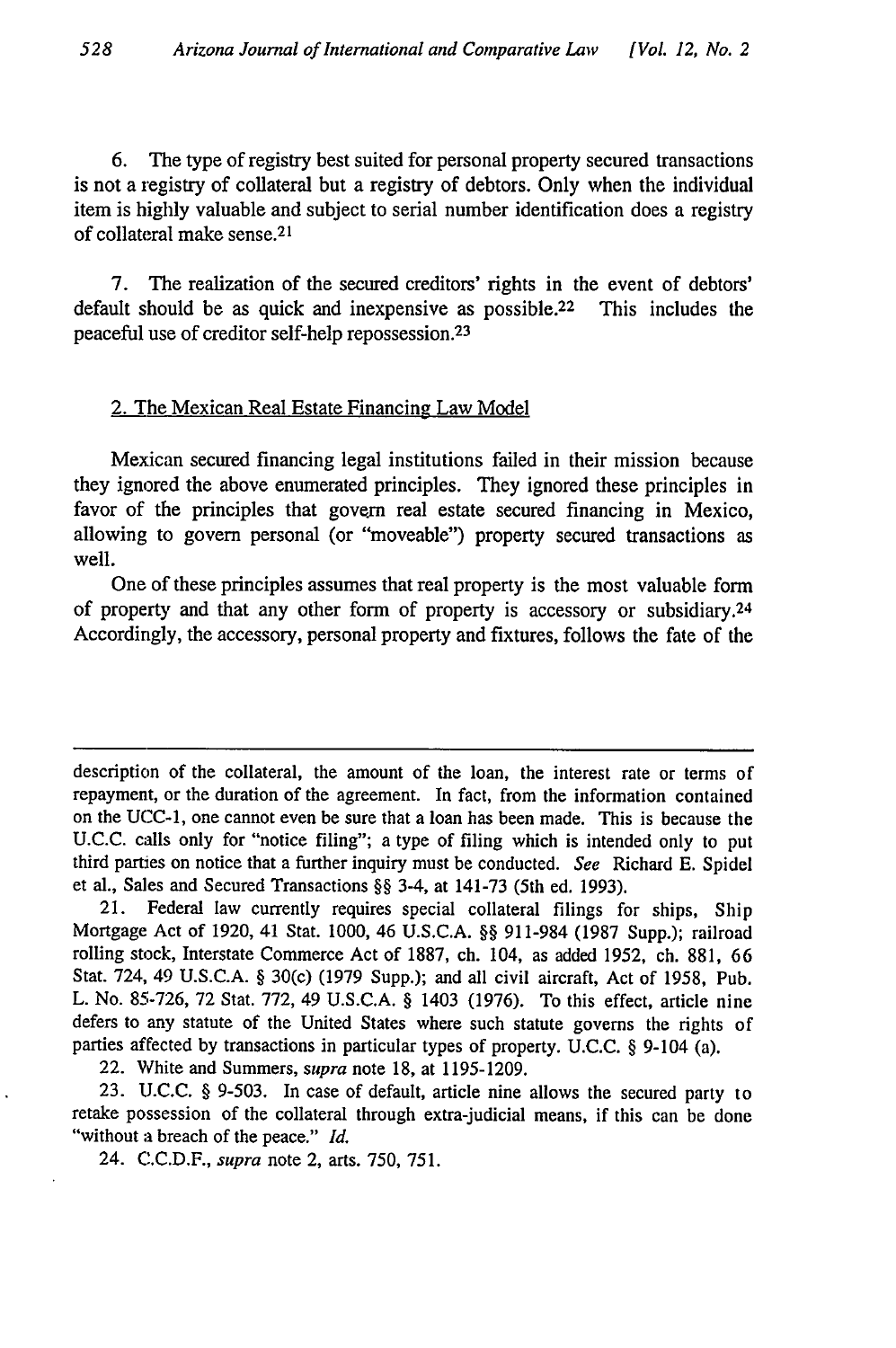6. The type of registry best suited for personal property secured transactions is not a registry of collateral but a registry of debtors. Only when the individual item is highly valuable and subject to serial number identification does a registry of collateral make sense.[21]

7. The realization of the secured creditors' rights in the event of debtors' default should be as quick and inexpensive as possible.[22] This includes the peaceful use of creditor self-help repossession.[23]

### 2. The Mexican Real Estate Financing Law Model

Mexican secured financing legal institutions failed in their mission because they ignored the above enumerated principles. They ignored these principles in favor of the principles that govern real estate secured financing in Mexico, allowing to govern personal (or "moveable") property secured transactions as well.

One of these principles assumes that real property is the most valuable form of property and that any other form of property is accessory or subsidiary.[24] Accordingly, the accessory, personal property and fixtures, follows the fate of the

---

description of the collateral, the amount of the loan, the interest rate or terms of repayment, or the duration of the agreement. In fact, from the information contained on the UCC-1, one cannot even be sure that a loan has been made. This is because the U.C.C. calls only for "notice filing"; a type of filing which is intended only to put third parties on notice that a further inquiry must be conducted. *See* Richard E. Spidel et al., Sales and Secured Transactions §§ 3-4, at 141-73 (5th ed. 1993).

21. Federal law currently requires special collateral filings for ships, Ship Mortgage Act of 1920, 41 Stat. 1000, 46 U.S.C.A. §§ 911-984 (1987 Supp.); railroad rolling stock, Interstate Commerce Act of 1887, ch. 104, as added 1952, ch. 881, 66 Stat. 724, 49 U.S.C.A. § 30(c) (1979 Supp.); and all civil aircraft, Act of 1958, Pub. L. No. 85-726, 72 Stat. 772, 49 U.S.C.A. § 1403 (1976). To this effect, article nine defers to any statute of the United States where such statute governs the rights of parties affected by transactions in particular types of property. U.C.C. § 9-104 (a).

22. White and Summers, *supra* note 18, at 1195-1209.

23. U.C.C. § 9-503. In case of default, article nine allows the secured party to retake possession of the collateral through extra-judicial means, if this can be done "without a breach of the peace." *Id.*

24. C.C.D.F., *supra* note 2, arts. 750, 751.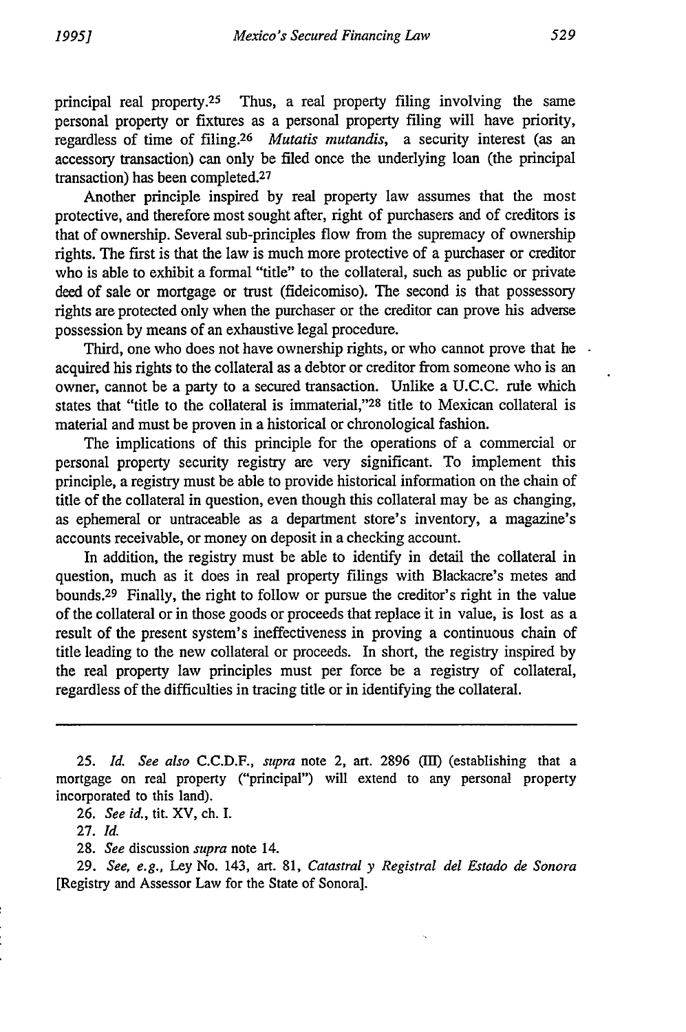principal real property.[25] Thus, a real property filing involving the same personal property or fixtures as a personal property filing will have priority, regardless of time of filing.[26] *Mutatis mutandis*, a security interest (as an accessory transaction) can only be filed once the underlying loan (the principal transaction) has been completed.[27]

Another principle inspired by real property law assumes that the most protective, and therefore most sought after, right of purchasers and of creditors is that of ownership. Several sub-principles flow from the supremacy of ownership rights. The first is that the law is much more protective of a purchaser or creditor who is able to exhibit a formal "title" to the collateral, such as public or private deed of sale or mortgage or trust (fideicomiso). The second is that possessory rights are protected only when the purchaser or the creditor can prove his adverse possession by means of an exhaustive legal procedure.

Third, one who does not have ownership rights, or who cannot prove that he acquired his rights to the collateral as a debtor or creditor from someone who is an owner, cannot be a party to a secured transaction. Unlike a U.C.C. rule which states that "title to the collateral is immaterial,"[28] title to Mexican collateral is material and must be proven in a historical or chronological fashion.

The implications of this principle for the operations of a commercial or personal property security registry are very significant. To implement this principle, a registry must be able to provide historical information on the chain of title of the collateral in question, even though this collateral may be as changing, as ephemeral or untraceable as a department store's inventory, a magazine's accounts receivable, or money on deposit in a checking account.

In addition, the registry must be able to identify in detail the collateral in question, much as it does in real property filings with Blackacre's metes and bounds.[29] Finally, the right to follow or pursue the creditor's right in the value of the collateral or in those goods or proceeds that replace it in value, is lost as a result of the present system's ineffectiveness in proving a continuous chain of title leading to the new collateral or proceeds. In short, the registry inspired by the real property law principles must per force be a registry of collateral, regardless of the difficulties in tracing title or in identifying the collateral.

---

25. *Id. See also* C.C.D.F., *supra* note 2, art. 2896 (III) (establishing that a mortgage on real property ("principal") will extend to any personal property incorporated to this land).

26. *See id.*, tit. XV, ch. I.

27. *Id.*

28. *See* discussion *supra* note 14.

29. *See, e.g.*, Ley No. 143, art. 81, *Catastral y Registral del Estado de Sonora* [Registry and Assessor Law for the State of Sonora].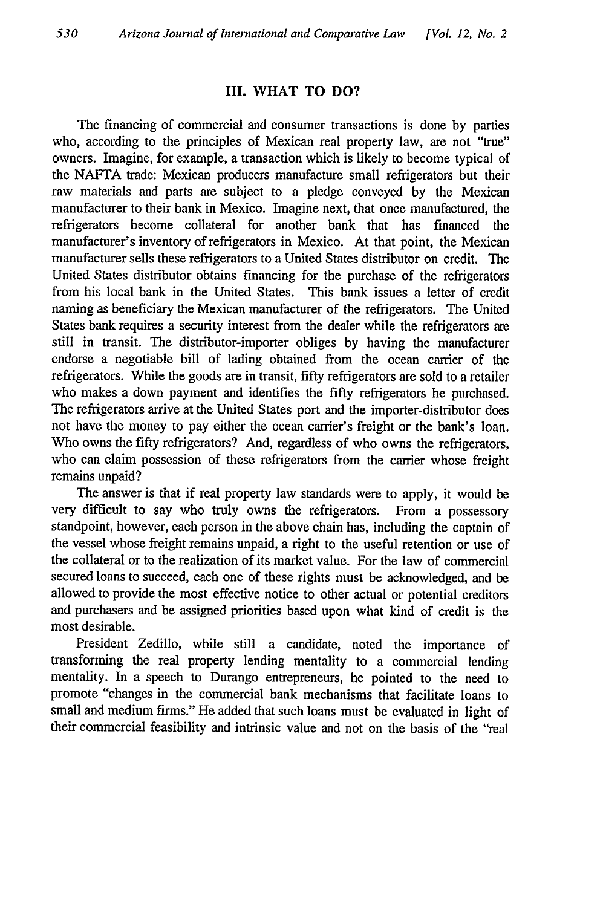## III. WHAT TO DO?

The financing of commercial and consumer transactions is done by parties who, according to the principles of Mexican real property law, are not "true" owners. Imagine, for example, a transaction which is likely to become typical of the NAFTA trade: Mexican producers manufacture small refrigerators but their raw materials and parts are subject to a pledge conveyed by the Mexican manufacturer to their bank in Mexico. Imagine next, that once manufactured, the refrigerators become collateral for another bank that has financed the manufacturer's inventory of refrigerators in Mexico. At that point, the Mexican manufacturer sells these refrigerators to a United States distributor on credit. The United States distributor obtains financing for the purchase of the refrigerators from his local bank in the United States. This bank issues a letter of credit naming as beneficiary the Mexican manufacturer of the refrigerators. The United States bank requires a security interest from the dealer while the refrigerators are still in transit. The distributor-importer obliges by having the manufacturer endorse a negotiable bill of lading obtained from the ocean carrier of the refrigerators. While the goods are in transit, fifty refrigerators are sold to a retailer who makes a down payment and identifies the fifty refrigerators he purchased. The refrigerators arrive at the United States port and the importer-distributor does not have the money to pay either the ocean carrier's freight or the bank's loan. Who owns the fifty refrigerators? And, regardless of who owns the refrigerators, who can claim possession of these refrigerators from the carrier whose freight remains unpaid?

The answer is that if real property law standards were to apply, it would be very difficult to say who truly owns the refrigerators. From a possessory standpoint, however, each person in the above chain has, including the captain of the vessel whose freight remains unpaid, a right to the useful retention or use of the collateral or to the realization of its market value. For the law of commercial secured loans to succeed, each one of these rights must be acknowledged, and be allowed to provide the most effective notice to other actual or potential creditors and purchasers and be assigned priorities based upon what kind of credit is the most desirable.

President Zedillo, while still a candidate, noted the importance of transforming the real property lending mentality to a commercial lending mentality. In a speech to Durango entrepreneurs, he pointed to the need to promote "changes in the commercial bank mechanisms that facilitate loans to small and medium firms." He added that such loans must be evaluated in light of their commercial feasibility and intrinsic value and not on the basis of the "real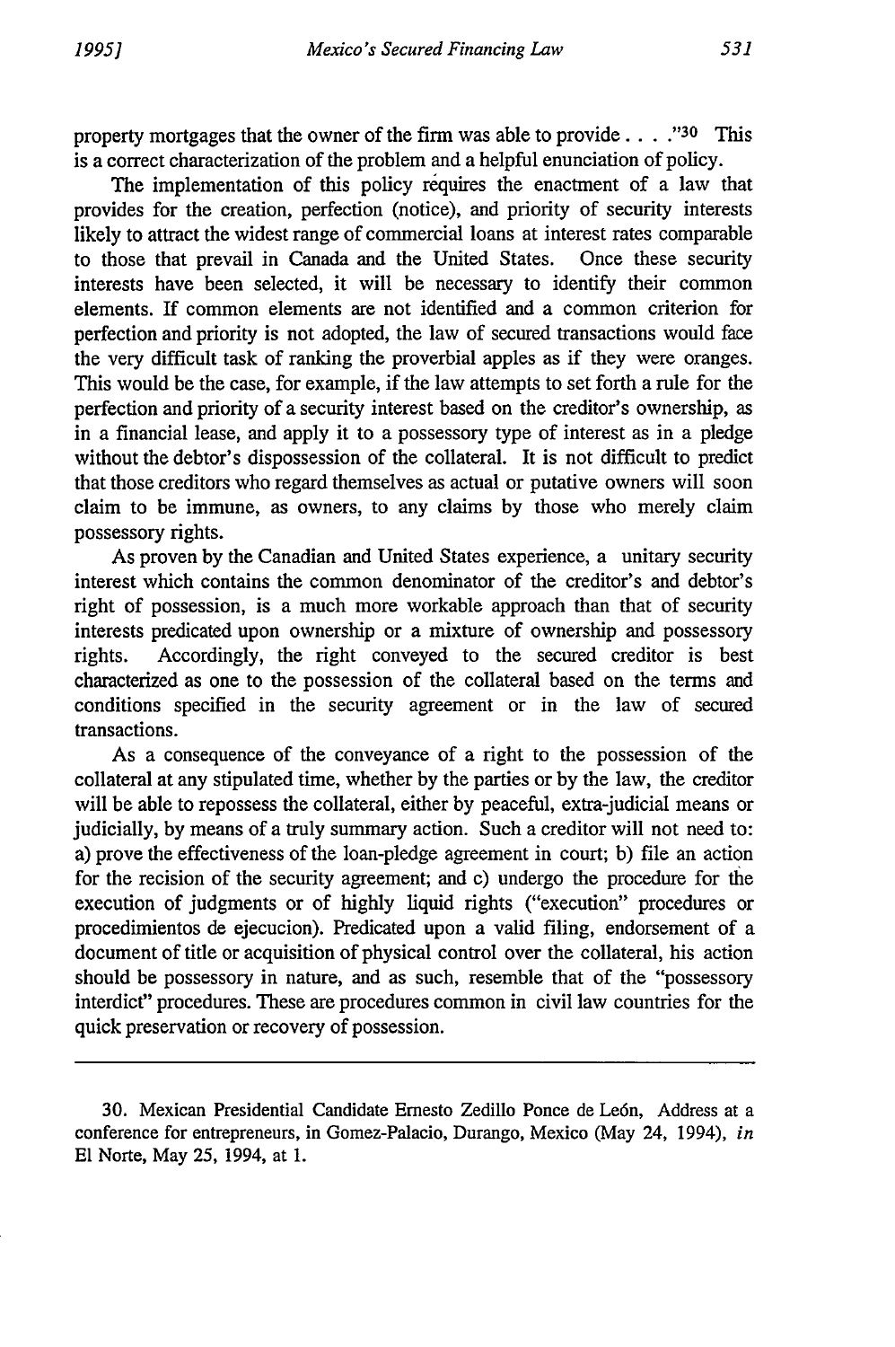property mortgages that the owner of the firm was able to provide . . . ."[30] This is a correct characterization of the problem and a helpful enunciation of policy.

The implementation of this policy requires the enactment of a law that provides for the creation, perfection (notice), and priority of security interests likely to attract the widest range of commercial loans at interest rates comparable to those that prevail in Canada and the United States. Once these security interests have been selected, it will be necessary to identify their common elements. If common elements are not identified and a common criterion for perfection and priority is not adopted, the law of secured transactions would face the very difficult task of ranking the proverbial apples as if they were oranges. This would be the case, for example, if the law attempts to set forth a rule for the perfection and priority of a security interest based on the creditor's ownership, as in a financial lease, and apply it to a possessory type of interest as in a pledge without the debtor's dispossession of the collateral. It is not difficult to predict that those creditors who regard themselves as actual or putative owners will soon claim to be immune, as owners, to any claims by those who merely claim possessory rights.

As proven by the Canadian and United States experience, a unitary security interest which contains the common denominator of the creditor's and debtor's right of possession, is a much more workable approach than that of security interests predicated upon ownership or a mixture of ownership and possessory rights. Accordingly, the right conveyed to the secured creditor is best characterized as one to the possession of the collateral based on the terms and conditions specified in the security agreement or in the law of secured transactions.

As a consequence of the conveyance of a right to the possession of the collateral at any stipulated time, whether by the parties or by the law, the creditor will be able to repossess the collateral, either by peaceful, extra-judicial means or judicially, by means of a truly summary action. Such a creditor will not need to: a) prove the effectiveness of the loan-pledge agreement in court; b) file an action for the recision of the security agreement; and c) undergo the procedure for the execution of judgments or of highly liquid rights ("execution" procedures or procedimientos de ejecucion). Predicated upon a valid filing, endorsement of a document of title or acquisition of physical control over the collateral, his action should be possessory in nature, and as such, resemble that of the "possessory interdict" procedures. These are procedures common in civil law countries for the quick preservation or recovery of possession.

---

30. Mexican Presidential Candidate Ernesto Zedillo Ponce de León, Address at a conference for entrepreneurs, in Gomez-Palacio, Durango, Mexico (May 24, 1994), *in* El Norte, May 25, 1994, at 1.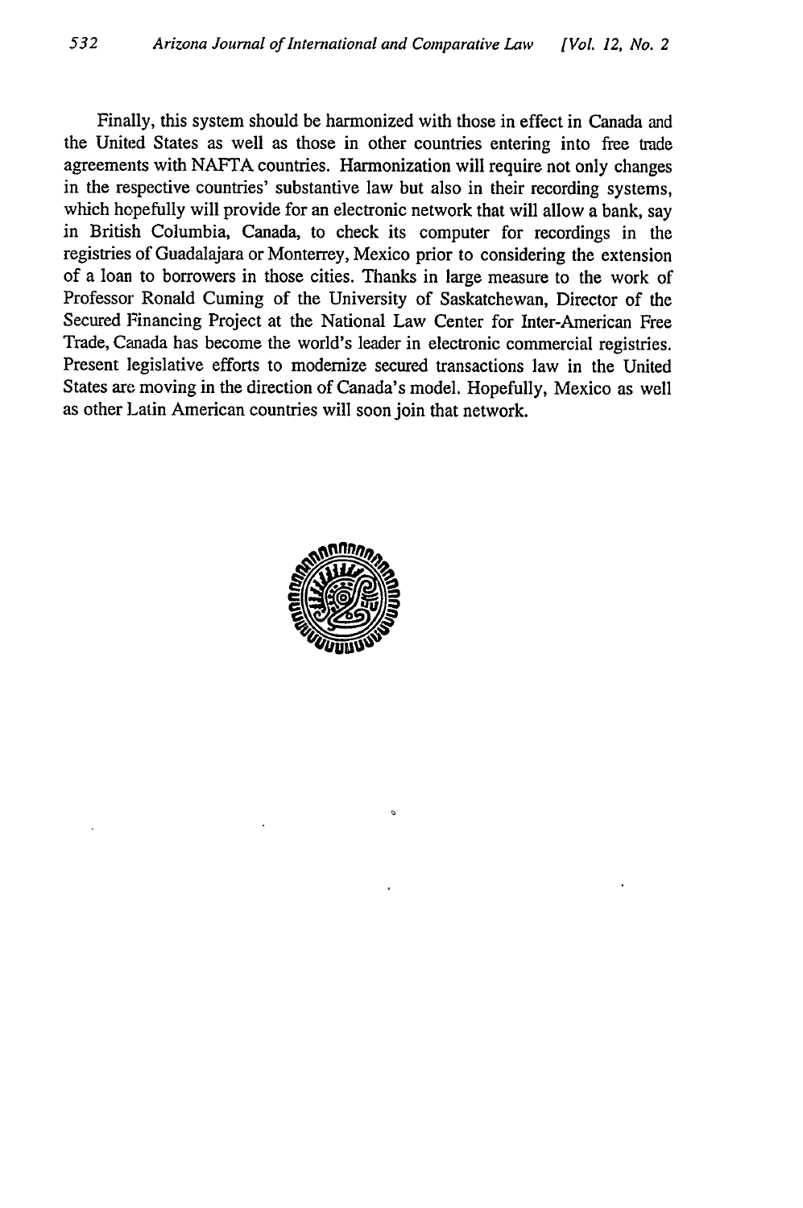Finally, this system should be harmonized with those in effect in Canada and the United States as well as those in other countries entering into free trade agreements with NAFTA countries. Harmonization will require not only changes in the respective countries' substantive law but also in their recording systems, which hopefully will provide for an electronic network that will allow a bank, say in British Columbia, Canada, to check its computer for recordings in the registries of Guadalajara or Monterrey, Mexico prior to considering the extension of a loan to borrowers in those cities. Thanks in large measure to the work of Professor Ronald Cuming of the University of Saskatchewan, Director of the Secured Financing Project at the National Law Center for Inter-American Free Trade, Canada has become the world's leader in electronic commercial registries. Present legislative efforts to modernize secured transactions law in the United States are moving in the direction of Canada's model. Hopefully, Mexico as well as other Latin American countries will soon join that network.